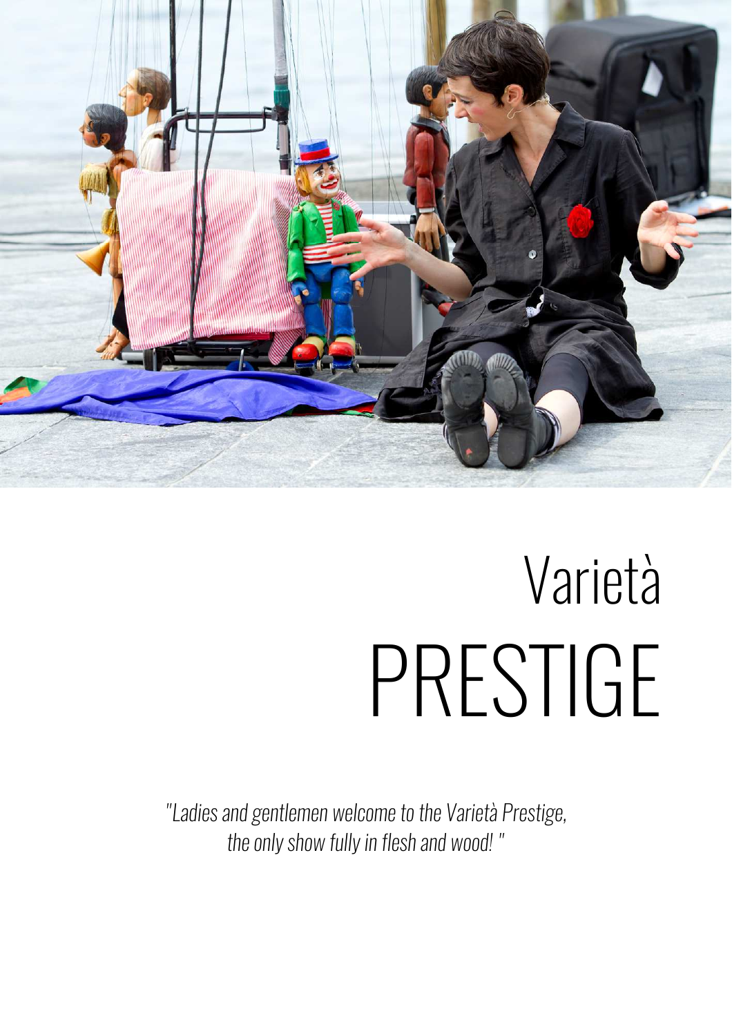# Varietà
# PRESTIGE

*"Ladies and gentlemen welcome to the Varietà Prestige, the only show fully in flesh and wood! "*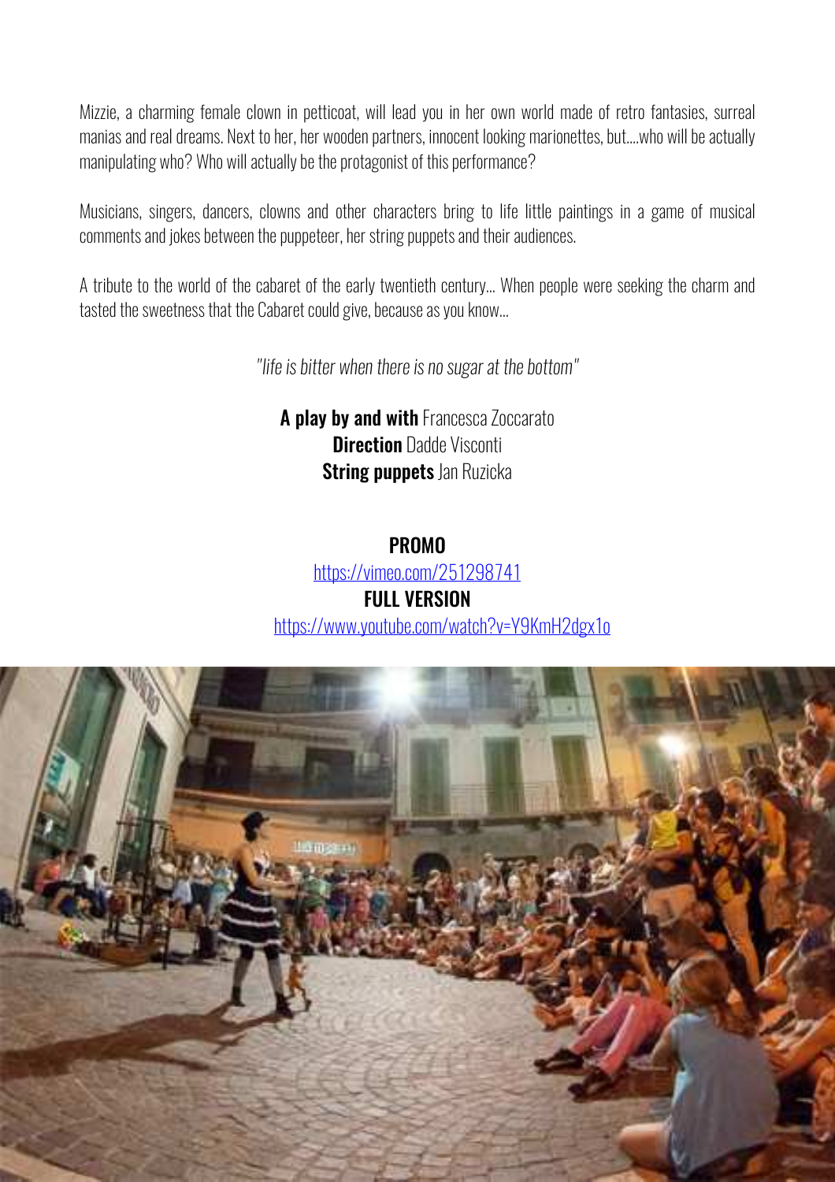Mizzie, a charming female clown in petticoat, will lead you in her own world made of retro fantasies, surreal manias and real dreams. Next to her, her wooden partners, innocent looking marionettes, but....who will be actually manipulating who? Who will actually be the protagonist of this performance?

Musicians, singers, dancers, clowns and other characters bring to life little paintings in a game of musical comments and jokes between the puppeteer, her string puppets and their audiences.

A tribute to the world of the cabaret of the early twentieth century... When people were seeking the charm and tasted the sweetness that the Cabaret could give, because as you know...

*"life is bitter when there is no sugar at the bottom"*

**A play by and with** Francesca Zoccarato
**Direction** Dadde Visconti
**String puppets** Jan Ruzicka

**PROMO**
https://vimeo.com/251298741
**FULL VERSION**
https://www.youtube.com/watch?v=Y9KmH2dgx1o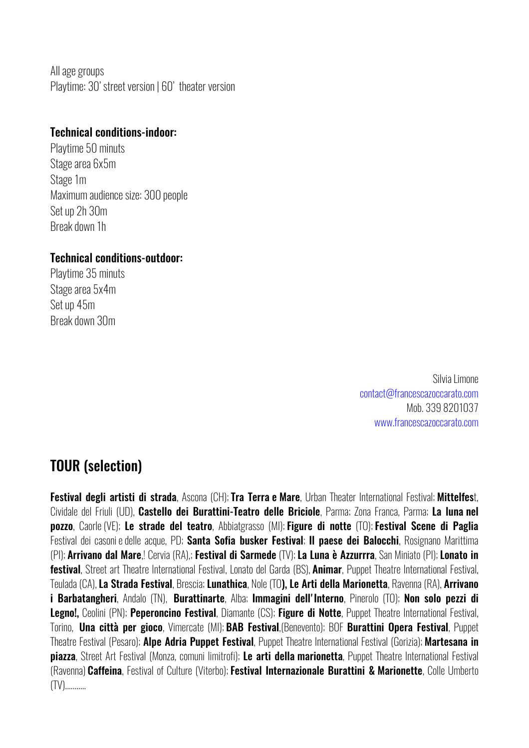All age groups
Playtime: 30' street version | 60'  theater version

**Technical conditions-indoor:**
Playtime 50 minuts
Stage area 6x5m
Stage 1m
Maximum audience size: 300 people
Set up 2h 30m
Break down 1h

**Technical conditions-outdoor:**
Playtime 35 minuts
Stage area 5x4m
Set up 45m
Break down 30m

Silvia Limone
contact@francescazoccarato.com
Mob. 339 8201037
www.francescazoccarato.com

## TOUR (selection)

**Festival degli artisti di strada**, Ascona (CH); **Tra Terra e Mare**, Urban Theater International Festival; **Mittelfes**t, Cividale del Friuli (UD), **Castello dei Burattini-Teatro delle Briciole**, Parma; Zona Franca, Parma; **La luna nel pozzo**, Caorle (VE); **Le strade del teatro**, Abbiatgrasso (MI); **Figure di notte** (TO); **Festival Scene di Paglia** Festival dei casoni e delle acque, PD; **Santa Sofia busker Festival**; **Il paese dei Balocchi**, Rosignano Marittima (PI); **Arrivano dal Mare**,! Cervia (RA),; **Festival di Sarmede** (TV); **La Luna è Azzurrra**, San Miniato (PI); **Lonato in festival**, Street art Theatre International Festival, Lonato del Garda (BS), **Animar**, Puppet Theatre International Festival, Teulada (CA), **La Strada Festival**, Brescia; **Lunathica**, Nole (TO**), Le Arti della Marionetta**, Ravenna (RA), **Arrivano i Barbatangheri**, Andalo (TN), **Burattinarte**, Alba; **Immagini dell'Interno**, Pinerolo (TO); **Non solo pezzi di Legno!,** Ceolini (PN); **Peperoncino Festival**, Diamante (CS); **Figure di Notte**, Puppet Theatre International Festival, Torino, **Una città per gioco**, Vimercate (MI); **BAB Festival**,(Benevento); BOF **Burattini Opera Festival**, Puppet Theatre Festival (Pesaro); **Alpe Adria Puppet Festival**, Puppet Theatre International Festival (Gorizia); **Martesana in piazza**, Street Art Festival (Monza, comuni limitrofi); **Le arti della marionetta**, Puppet Theatre International Festival (Ravenna) **Caffeina**, Festival of Culture (Viterbo); **Festival Internazionale Burattini & Marionette**, Colle Umberto (TV)...........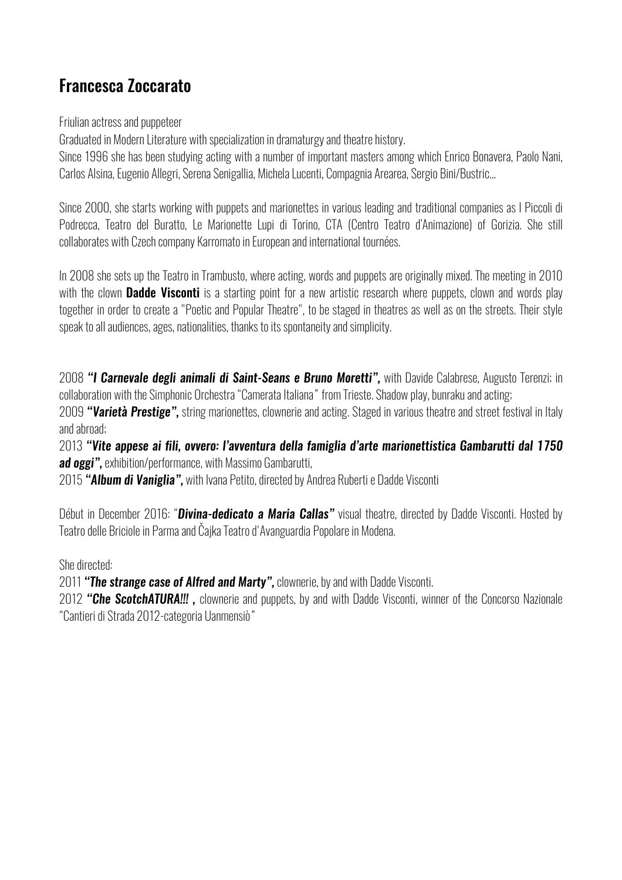# Francesca Zoccarato

Friulian actress and puppeteer

Graduated in Modern Literature with specialization in dramaturgy and theatre history.

Since 1996 she has been studying acting with a number of important masters among which Enrico Bonavera, Paolo Nani, Carlos Alsina, Eugenio Allegri, Serena Senigallia, Michela Lucenti, Compagnia Arearea, Sergio Bini/Bustric...

Since 2000, she starts working with puppets and marionettes in various leading and traditional companies as I Piccoli di Podrecca, Teatro del Buratto, Le Marionette Lupi di Torino, CTA (Centro Teatro d'Animazione) of Gorizia. She still collaborates with Czech company Karromato in European and international tournées.

In 2008 she sets up the Teatro in Trambusto, where acting, words and puppets are originally mixed. The meeting in 2010 with the clown **Dadde Visconti** is a starting point for a new artistic research where puppets, clown and words play together in order to create a "Poetic and Popular Theatre", to be staged in theatres as well as on the streets. Their style speak to all audiences, ages, nationalities, thanks to its spontaneity and simplicity.

2008 ***"I Carnevale degli animali di Saint-Seans e Bruno Moretti",*** with Davide Calabrese, Augusto Terenzi; in collaboration with the Simphonic Orchestra "Camerata Italiana" from Trieste. Shadow play, bunraku and acting;

2009 ***"Varietà Prestige",*** string marionettes, clownerie and acting. Staged in various theatre and street festival in Italy and abroad;

2013 ***"Vite appese ai fili, ovvero: l'avventura della famiglia d'arte marionettistica Gambarutti dal 1750 ad oggi",*** exhibition/performance, with Massimo Gambarutti,

2015 ***"Album di Vaniglia",*** with Ivana Petito, directed by Andrea Ruberti e Dadde Visconti

Début in December 2016: "***Divina-dedicato a Maria Callas"*** visual theatre, directed by Dadde Visconti. Hosted by Teatro delle Briciole in Parma and Čajka Teatro d'Avanguardia Popolare in Modena.

She directed:

2011 ***"The strange case of Alfred and Marty",*** clownerie, by and with Dadde Visconti.

2012 ***"Che ScotchATURA!!! ,*** clownerie and puppets, by and with Dadde Visconti, winner of the Concorso Nazionale "Cantieri di Strada 2012-categoria Uanmensiò"